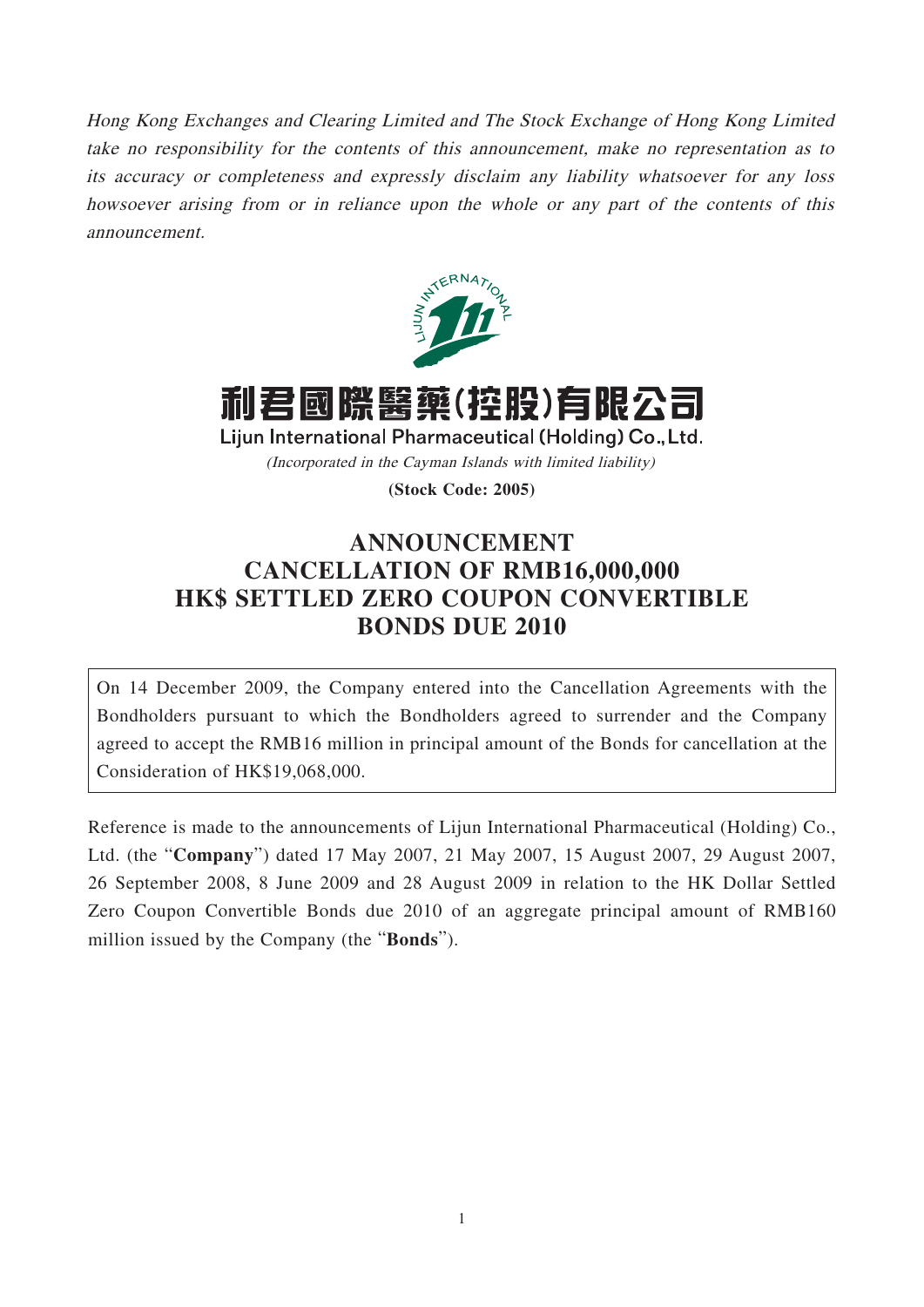*Hong Kong Exchanges and Clearing Limited and The Stock Exchange of Hong Kong Limited take no responsibility for the contents of this announcement, make no representation as to its accuracy or completeness and expressly disclaim any liability whatsoever for any loss howsoever arising from or in reliance upon the whole or any part of the contents of this announcement.*

# 利君國際醫藥(控股)有限公司

**Lijun International Pharmaceutical (Holding) Co., Ltd.**

*(Incorporated in the Cayman Islands with limited liability)*

**(Stock Code: 2005)**

# ANNOUNCEMENT
# CANCELLATION OF RMB16,000,000 HK$ SETTLED ZERO COUPON CONVERTIBLE BONDS DUE 2010

On 14 December 2009, the Company entered into the Cancellation Agreements with the Bondholders pursuant to which the Bondholders agreed to surrender and the Company agreed to accept the RMB16 million in principal amount of the Bonds for cancellation at the Consideration of HK$19,068,000.

Reference is made to the announcements of Lijun International Pharmaceutical (Holding) Co., Ltd. (the "**Company**") dated 17 May 2007, 21 May 2007, 15 August 2007, 29 August 2007, 26 September 2008, 8 June 2009 and 28 August 2009 in relation to the HK Dollar Settled Zero Coupon Convertible Bonds due 2010 of an aggregate principal amount of RMB160 million issued by the Company (the "**Bonds**").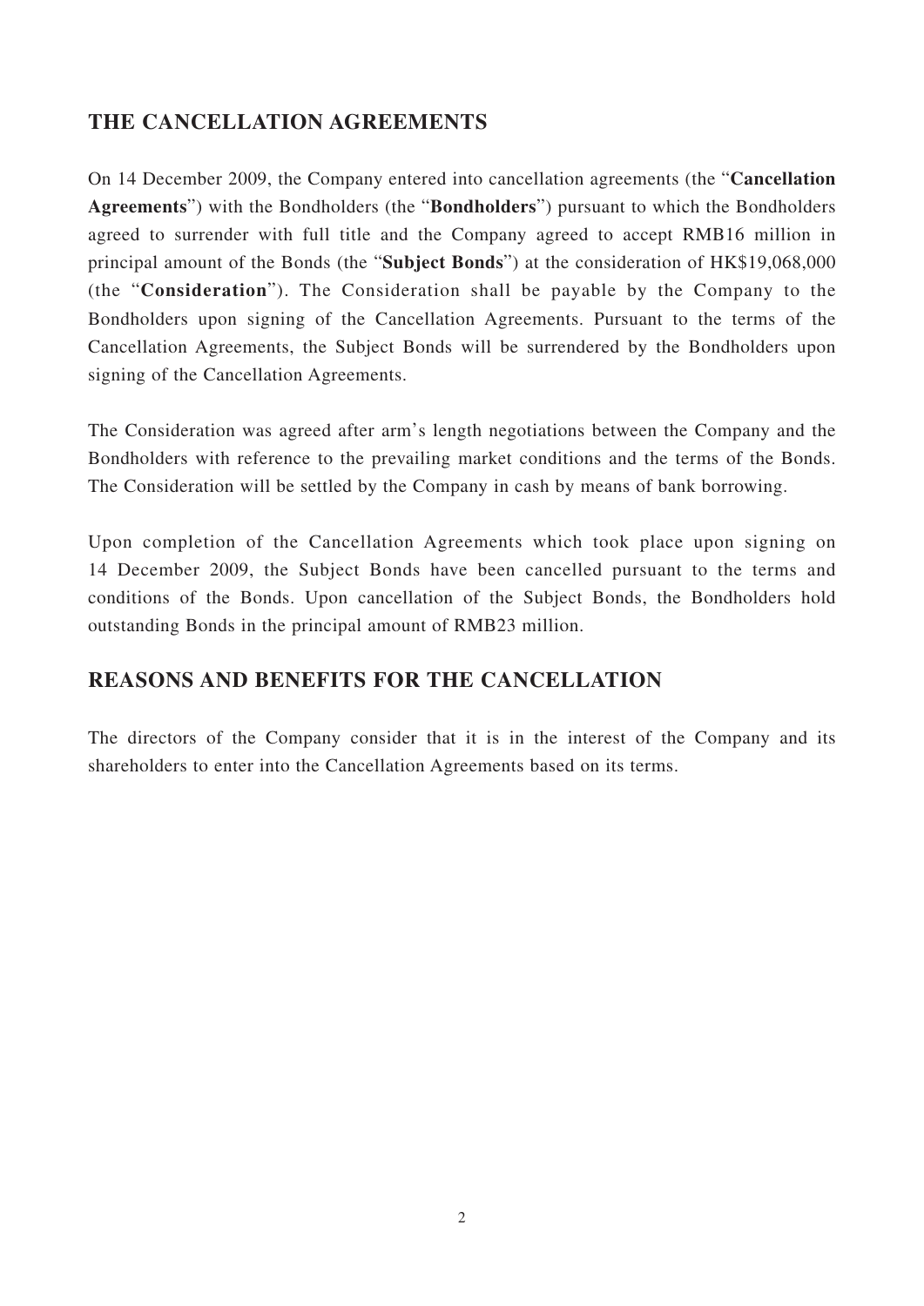## THE CANCELLATION AGREEMENTS

On 14 December 2009, the Company entered into cancellation agreements (the "**Cancellation Agreements**") with the Bondholders (the "**Bondholders**") pursuant to which the Bondholders agreed to surrender with full title and the Company agreed to accept RMB16 million in principal amount of the Bonds (the "**Subject Bonds**") at the consideration of HK$19,068,000 (the "**Consideration**"). The Consideration shall be payable by the Company to the Bondholders upon signing of the Cancellation Agreements. Pursuant to the terms of the Cancellation Agreements, the Subject Bonds will be surrendered by the Bondholders upon signing of the Cancellation Agreements.

The Consideration was agreed after arm's length negotiations between the Company and the Bondholders with reference to the prevailing market conditions and the terms of the Bonds. The Consideration will be settled by the Company in cash by means of bank borrowing.

Upon completion of the Cancellation Agreements which took place upon signing on 14 December 2009, the Subject Bonds have been cancelled pursuant to the terms and conditions of the Bonds. Upon cancellation of the Subject Bonds, the Bondholders hold outstanding Bonds in the principal amount of RMB23 million.

## REASONS AND BENEFITS FOR THE CANCELLATION

The directors of the Company consider that it is in the interest of the Company and its shareholders to enter into the Cancellation Agreements based on its terms.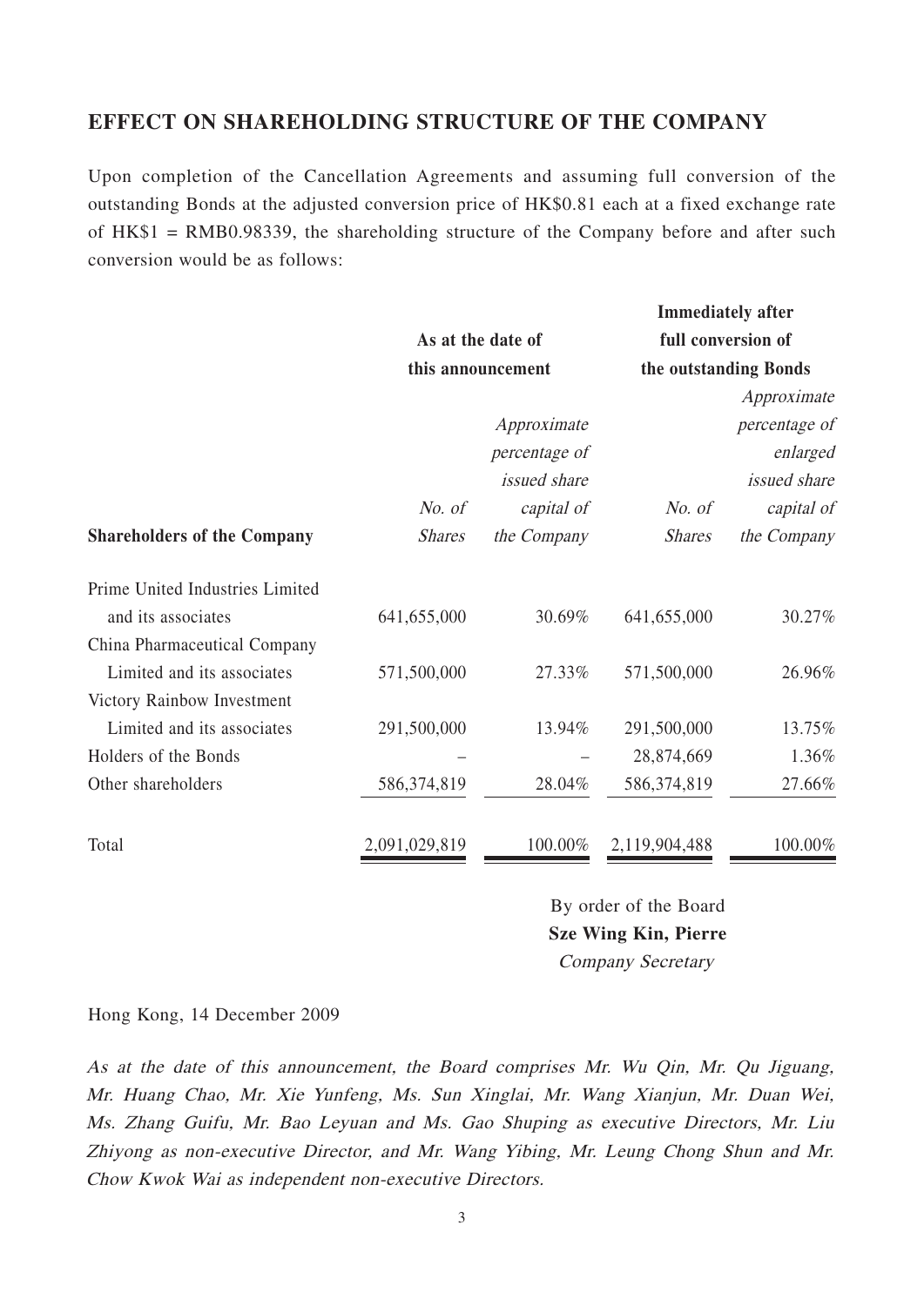## EFFECT ON SHAREHOLDING STRUCTURE OF THE COMPANY

Upon completion of the Cancellation Agreements and assuming full conversion of the outstanding Bonds at the adjusted conversion price of HK$0.81 each at a fixed exchange rate of HK$1 = RMB0.98339, the shareholding structure of the Company before and after such conversion would be as follows:

| | As at the date of this announcement | | Immediately after full conversion of the outstanding Bonds | |
|---|---|---|---|---|
| **Shareholders of the Company** | *No. of Shares* | *Approximate percentage of issued share capital of the Company* | *No. of Shares* | *Approximate percentage of enlarged issued share capital of the Company* |
| Prime United Industries Limited and its associates | 641,655,000 | 30.69% | 641,655,000 | 30.27% |
| China Pharmaceutical Company Limited and its associates | 571,500,000 | 27.33% | 571,500,000 | 26.96% |
| Victory Rainbow Investment Limited and its associates | 291,500,000 | 13.94% | 291,500,000 | 13.75% |
| Holders of the Bonds | – | – | 28,874,669 | 1.36% |
| Other shareholders | 586,374,819 | 28.04% | 586,374,819 | 27.66% |
| Total | 2,091,029,819 | 100.00% | 2,119,904,488 | 100.00% |

By order of the Board
**Sze Wing Kin, Pierre**
*Company Secretary*

Hong Kong, 14 December 2009

*As at the date of this announcement, the Board comprises Mr. Wu Qin, Mr. Qu Jiguang, Mr. Huang Chao, Mr. Xie Yunfeng, Ms. Sun Xinglai, Mr. Wang Xianjun, Mr. Duan Wei, Ms. Zhang Guifu, Mr. Bao Leyuan and Ms. Gao Shuping as executive Directors, Mr. Liu Zhiyong as non-executive Director, and Mr. Wang Yibing, Mr. Leung Chong Shun and Mr. Chow Kwok Wai as independent non-executive Directors.*